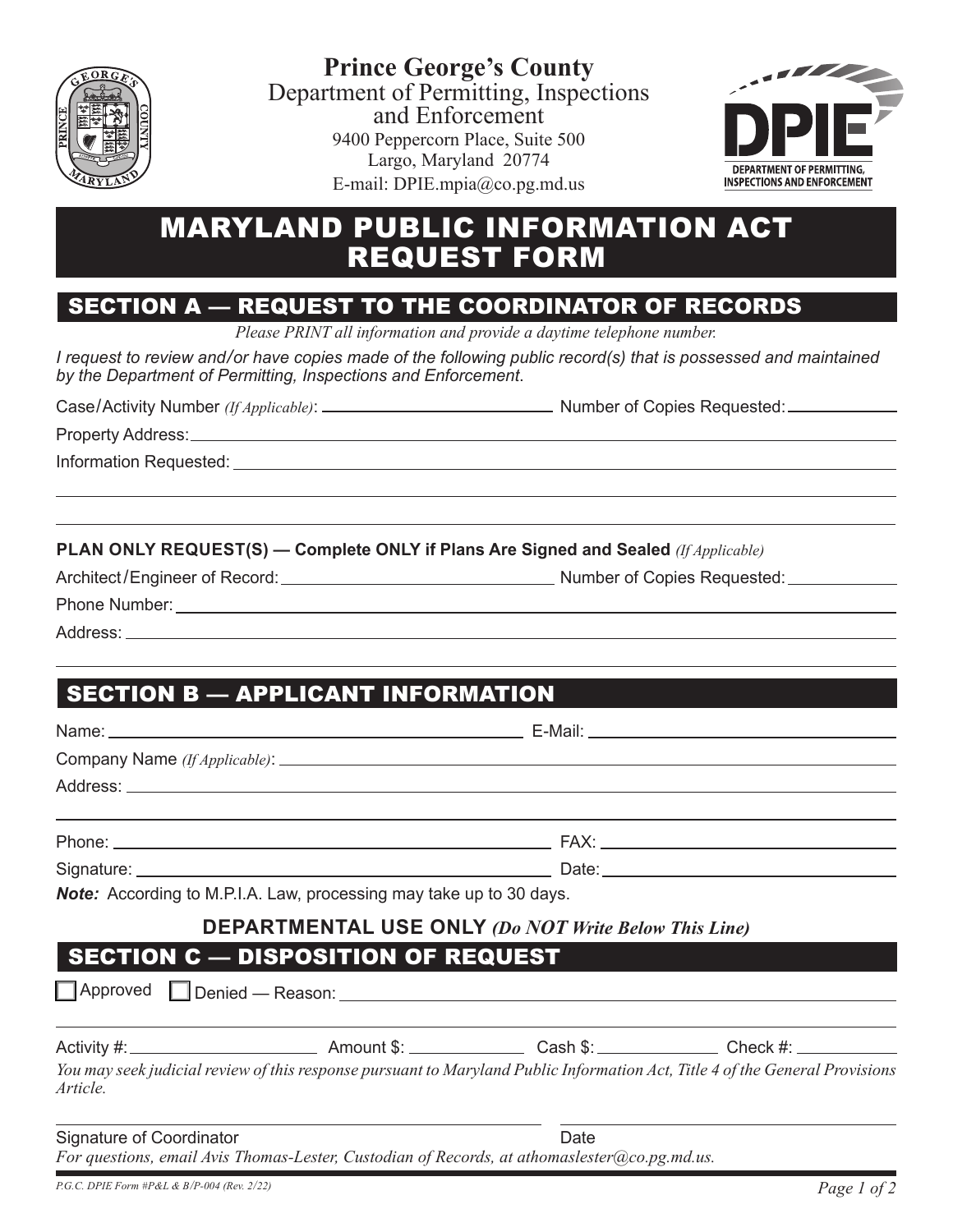**Prince George's County**
Department of Permitting, Inspections and Enforcement
9400 Peppercorn Place, Suite 500
Largo, Maryland 20774
E-mail: DPIE.mpia@co.pg.md.us

# MARYLAND PUBLIC INFORMATION ACT REQUEST FORM

## SECTION A — REQUEST TO THE COORDINATOR OF RECORDS

*Please PRINT all information and provide a daytime telephone number.*

*I request to review and/or have copies made of the following public record(s) that is possessed and maintained by the Department of Permitting, Inspections and Enforcement.*

Case/Activity Number *(If Applicable)*: ____________________ Number of Copies Requested: __________

Property Address: ________________________________________

Information Requested: ________________________________________

________________________________________

________________________________________

**PLAN ONLY REQUEST(S) — Complete ONLY if Plans Are Signed and Sealed** *(If Applicable)*

Architect/Engineer of Record: ____________________ Number of Copies Requested: __________

Phone Number: ________________________________________

Address: ________________________________________

________________________________________

## SECTION B — APPLICANT INFORMATION

Name: ____________________ E-Mail: ____________________

Company Name *(If Applicable)*: ________________________________________

Address: ________________________________________

________________________________________

Phone: ____________________ FAX: ____________________

Signature: ____________________ Date: ____________________

***Note:*** According to M.P.I.A. Law, processing may take up to 30 days.

**DEPARTMENTAL USE ONLY** ***(Do NOT Write Below This Line)***

## SECTION C — DISPOSITION OF REQUEST

☐ Approved ☐ Denied — Reason: ________________________________________

________________________________________

Activity #: __________ Amount $: __________ Cash $: __________ Check #: __________

*You may seek judicial review of this response pursuant to Maryland Public Information Act, Title 4 of the General Provisions Article.*

____________________ ____________________
Signature of Coordinator Date

*For questions, email Avis Thomas-Lester, Custodian of Records, at athomaslester@co.pg.md.us.*

*P.G.C. DPIE Form #P&L & B/P-004 (Rev. 2/22)*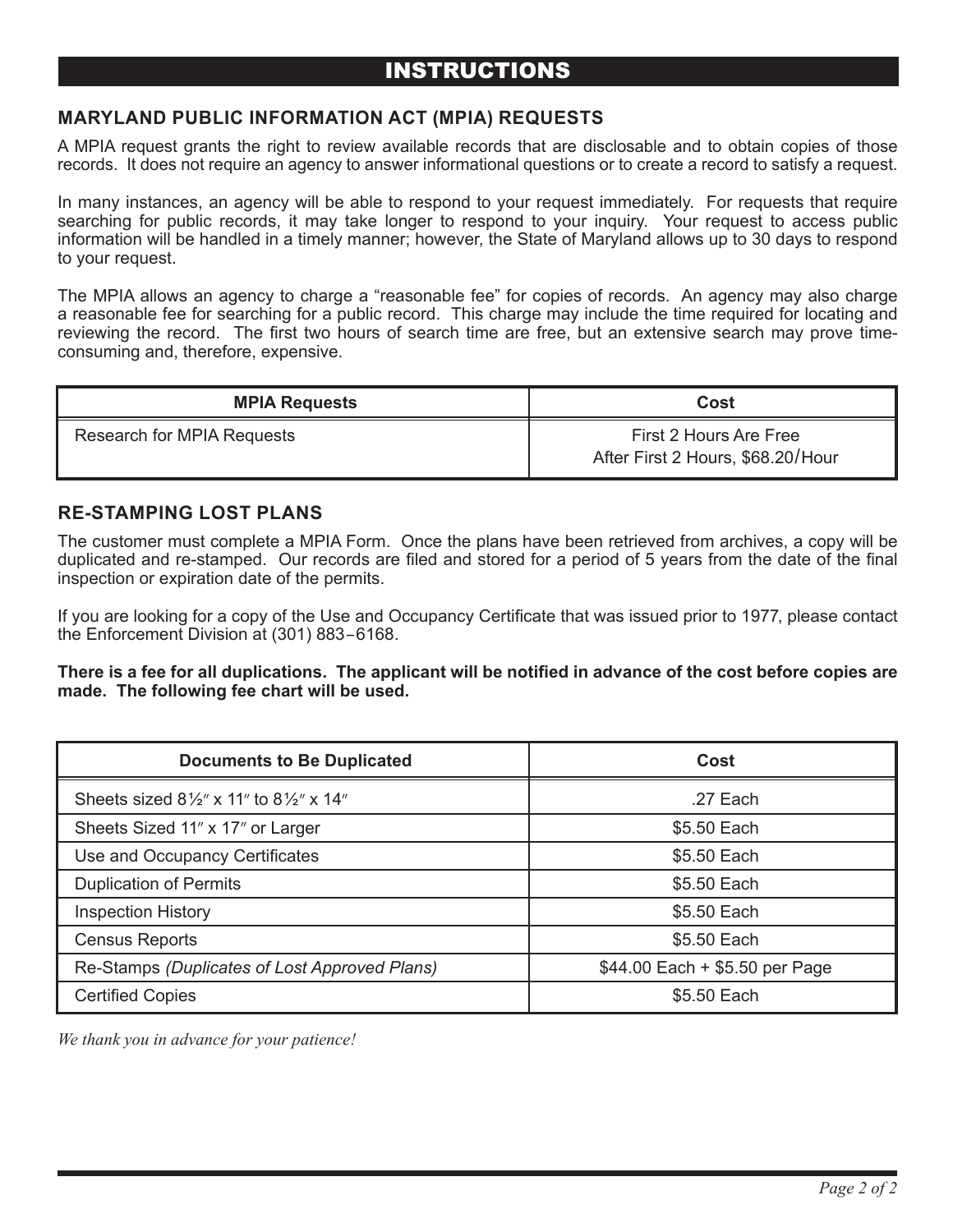# INSTRUCTIONS

## MARYLAND PUBLIC INFORMATION ACT (MPIA) REQUESTS

A MPIA request grants the right to review available records that are disclosable and to obtain copies of those records. It does not require an agency to answer informational questions or to create a record to satisfy a request.

In many instances, an agency will be able to respond to your request immediately. For requests that require searching for public records, it may take longer to respond to your inquiry. Your request to access public information will be handled in a timely manner; however, the State of Maryland allows up to 30 days to respond to your request.

The MPIA allows an agency to charge a "reasonable fee" for copies of records. An agency may also charge a reasonable fee for searching for a public record. This charge may include the time required for locating and reviewing the record. The first two hours of search time are free, but an extensive search may prove time-consuming and, therefore, expensive.

| MPIA Requests | Cost |
|---|---|
| Research for MPIA Requests | First 2 Hours Are Free<br>After First 2 Hours, $68.20/Hour |

## RE-STAMPING LOST PLANS

The customer must complete a MPIA Form. Once the plans have been retrieved from archives, a copy will be duplicated and re-stamped. Our records are filed and stored for a period of 5 years from the date of the final inspection or expiration date of the permits.

If you are looking for a copy of the Use and Occupancy Certificate that was issued prior to 1977, please contact the Enforcement Division at (301) 883-6168.

**There is a fee for all duplications. The applicant will be notified in advance of the cost before copies are made. The following fee chart will be used.**

| Documents to Be Duplicated | Cost |
|---|---|
| Sheets sized 8½″ x 11″ to 8½″ x 14″ | .27 Each |
| Sheets Sized 11″ x 17″ or Larger | $5.50 Each |
| Use and Occupancy Certificates | $5.50 Each |
| Duplication of Permits | $5.50 Each |
| Inspection History | $5.50 Each |
| Census Reports | $5.50 Each |
| Re-Stamps *(Duplicates of Lost Approved Plans)* | $44.00 Each + $5.50 per Page |
| Certified Copies | $5.50 Each |

*We thank you in advance for your patience!*